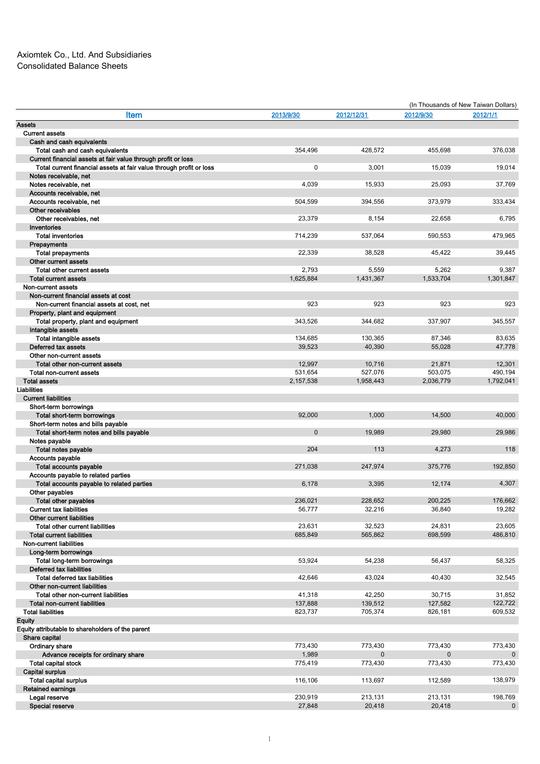# Axiomtek Co., Ltd. And Subsidiaries
## Consolidated Balance Sheets

(In Thousands of New Taiwan Dollars)

| Item | 2013/9/30 | 2012/12/31 | 2012/9/30 | 2012/1/1 |
|---|---|---|---|---|
| Assets | | | | |
| Current assets | | | | |
| Cash and cash equivalents | | | | |
| Total cash and cash equivalents | 354,496 | 428,572 | 455,698 | 376,038 |
| Current financial assets at fair value through profit or loss | | | | |
| Total current financial assets at fair value through profit or loss | 0 | 3,001 | 15,039 | 19,014 |
| Notes receivable, net | | | | |
| Notes receivable, net | 4,039 | 15,933 | 25,093 | 37,769 |
| Accounts receivable, net | | | | |
| Accounts receivable, net | 504,599 | 394,556 | 373,979 | 333,434 |
| Other receivables | | | | |
| Other receivables, net | 23,379 | 8,154 | 22,658 | 6,795 |
| Inventories | | | | |
| Total inventories | 714,239 | 537,064 | 590,553 | 479,965 |
| Prepayments | | | | |
| Total prepayments | 22,339 | 38,528 | 45,422 | 39,445 |
| Other current assets | | | | |
| Total other current assets | 2,793 | 5,559 | 5,262 | 9,387 |
| Total current assets | 1,625,884 | 1,431,367 | 1,533,704 | 1,301,847 |
| Non-current assets | | | | |
| Non-current financial assets at cost | | | | |
| Non-current financial assets at cost, net | 923 | 923 | 923 | 923 |
| Property, plant and equipment | | | | |
| Total property, plant and equipment | 343,526 | 344,682 | 337,907 | 345,557 |
| Intangible assets | | | | |
| Total intangible assets | 134,685 | 130,365 | 87,346 | 83,635 |
| Deferred tax assets | 39,523 | 40,390 | 55,028 | 47,778 |
| Other non-current assets | | | | |
| Total other non-current assets | 12,997 | 10,716 | 21,871 | 12,301 |
| Total non-current assets | 531,654 | 527,076 | 503,075 | 490,194 |
| Total assets | 2,157,538 | 1,958,443 | 2,036,779 | 1,792,041 |
| Liabilities | | | | |
| Current liabilities | | | | |
| Short-term borrowings | | | | |
| Total short-term borrowings | 92,000 | 1,000 | 14,500 | 40,000 |
| Short-term notes and bills payable | | | | |
| Total short-term notes and bills payable | 0 | 19,989 | 29,980 | 29,986 |
| Notes payable | | | | |
| Total notes payable | 204 | 113 | 4,273 | 118 |
| Accounts payable | | | | |
| Total accounts payable | 271,038 | 247,974 | 375,776 | 192,850 |
| Accounts payable to related parties | | | | |
| Total accounts payable to related parties | 6,178 | 3,395 | 12,174 | 4,307 |
| Other payables | | | | |
| Total other payables | 236,021 | 228,652 | 200,225 | 176,662 |
| Current tax liabilities | 56,777 | 32,216 | 36,840 | 19,282 |
| Other current liabilities | | | | |
| Total other current liabilities | 23,631 | 32,523 | 24,831 | 23,605 |
| Total current liabilities | 685,849 | 565,862 | 698,599 | 486,810 |
| Non-current liabilities | | | | |
| Long-term borrowings | | | | |
| Total long-term borrowings | 53,924 | 54,238 | 56,437 | 58,325 |
| Deferred tax liabilities | | | | |
| Total deferred tax liabilities | 42,646 | 43,024 | 40,430 | 32,545 |
| Other non-current liabilities | | | | |
| Total other non-current liabilities | 41,318 | 42,250 | 30,715 | 31,852 |
| Total non-current liabilities | 137,888 | 139,512 | 127,582 | 122,722 |
| Total liabilities | 823,737 | 705,374 | 826,181 | 609,532 |
| Equity | | | | |
| Equity attributable to shareholders of the parent | | | | |
| Share capital | | | | |
| Ordinary share | 773,430 | 773,430 | 773,430 | 773,430 |
| Advance receipts for ordinary share | 1,989 | 0 | 0 | 0 |
| Total capital stock | 775,419 | 773,430 | 773,430 | 773,430 |
| Capital surplus | | | | |
| Total capital surplus | 116,106 | 113,697 | 112,589 | 138,979 |
| Retained earnings | | | | |
| Legal reserve | 230,919 | 213,131 | 213,131 | 198,769 |
| Special reserve | 27,848 | 20,418 | 20,418 | 0 |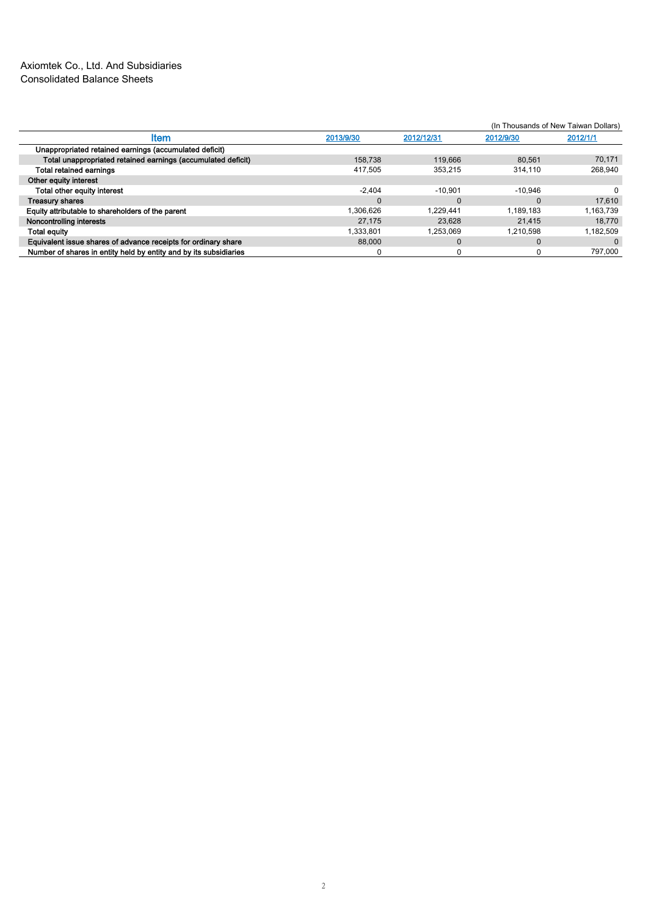Axiomtek Co., Ltd. And Subsidiaries
Consolidated Balance Sheets

(In Thousands of New Taiwan Dollars)

| Item | 2013/9/30 | 2012/12/31 | 2012/9/30 | 2012/1/1 |
|---|---|---|---|---|
| Unappropriated retained earnings (accumulated deficit) | | | | |
| Total unappropriated retained earnings (accumulated deficit) | 158,738 | 119,666 | 80,561 | 70,171 |
| Total retained earnings | 417,505 | 353,215 | 314,110 | 268,940 |
| Other equity interest | | | | |
| Total other equity interest | -2,404 | -10,901 | -10,946 | 0 |
| Treasury shares | 0 | 0 | 0 | 17,610 |
| Equity attributable to shareholders of the parent | 1,306,626 | 1,229,441 | 1,189,183 | 1,163,739 |
| Noncontrolling interests | 27,175 | 23,628 | 21,415 | 18,770 |
| Total equity | 1,333,801 | 1,253,069 | 1,210,598 | 1,182,509 |
| Equivalent issue shares of advance receipts for ordinary share | 88,000 | 0 | 0 | 0 |
| Number of shares in entity held by entity and by its subsidiaries | 0 | 0 | 0 | 797,000 |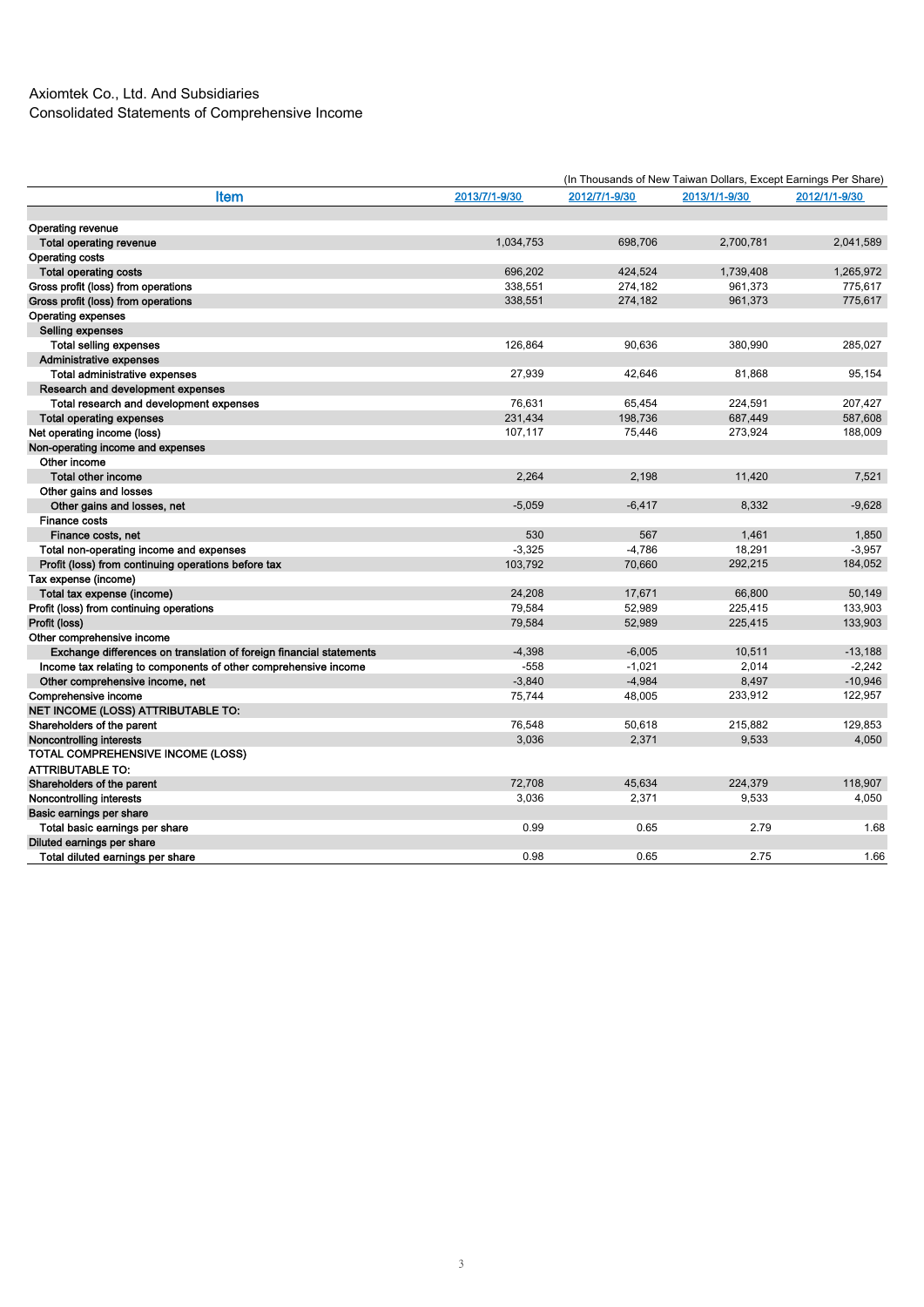Axiomtek Co., Ltd. And Subsidiaries

Consolidated Statements of Comprehensive Income

(In Thousands of New Taiwan Dollars, Except Earnings Per Share)

| Item | 2013/7/1-9/30 | 2012/7/1-9/30 | 2013/1/1-9/30 | 2012/1/1-9/30 |
|---|---|---|---|---|
| Operating revenue | | | | |
| Total operating revenue | 1,034,753 | 698,706 | 2,700,781 | 2,041,589 |
| Operating costs | | | | |
| Total operating costs | 696,202 | 424,524 | 1,739,408 | 1,265,972 |
| Gross profit (loss) from operations | 338,551 | 274,182 | 961,373 | 775,617 |
| Gross profit (loss) from operations | 338,551 | 274,182 | 961,373 | 775,617 |
| Operating expenses | | | | |
| Selling expenses | | | | |
| Total selling expenses | 126,864 | 90,636 | 380,990 | 285,027 |
| Administrative expenses | | | | |
| Total administrative expenses | 27,939 | 42,646 | 81,868 | 95,154 |
| Research and development expenses | | | | |
| Total research and development expenses | 76,631 | 65,454 | 224,591 | 207,427 |
| Total operating expenses | 231,434 | 198,736 | 687,449 | 587,608 |
| Net operating income (loss) | 107,117 | 75,446 | 273,924 | 188,009 |
| Non-operating income and expenses | | | | |
| Other income | | | | |
| Total other income | 2,264 | 2,198 | 11,420 | 7,521 |
| Other gains and losses | | | | |
| Other gains and losses, net | -5,059 | -6,417 | 8,332 | -9,628 |
| Finance costs | | | | |
| Finance costs, net | 530 | 567 | 1,461 | 1,850 |
| Total non-operating income and expenses | -3,325 | -4,786 | 18,291 | -3,957 |
| Profit (loss) from continuing operations before tax | 103,792 | 70,660 | 292,215 | 184,052 |
| Tax expense (income) | | | | |
| Total tax expense (income) | 24,208 | 17,671 | 66,800 | 50,149 |
| Profit (loss) from continuing operations | 79,584 | 52,989 | 225,415 | 133,903 |
| Profit (loss) | 79,584 | 52,989 | 225,415 | 133,903 |
| Other comprehensive income | | | | |
| Exchange differences on translation of foreign financial statements | -4,398 | -6,005 | 10,511 | -13,188 |
| Income tax relating to components of other comprehensive income | -558 | -1,021 | 2,014 | -2,242 |
| Other comprehensive income, net | -3,840 | -4,984 | 8,497 | -10,946 |
| Comprehensive income | 75,744 | 48,005 | 233,912 | 122,957 |
| NET INCOME (LOSS) ATTRIBUTABLE TO: | | | | |
| Shareholders of the parent | 76,548 | 50,618 | 215,882 | 129,853 |
| Noncontrolling interests | 3,036 | 2,371 | 9,533 | 4,050 |
| TOTAL COMPREHENSIVE INCOME (LOSS) ATTRIBUTABLE TO: | | | | |
| Shareholders of the parent | 72,708 | 45,634 | 224,379 | 118,907 |
| Noncontrolling interests | 3,036 | 2,371 | 9,533 | 4,050 |
| Basic earnings per share | | | | |
| Total basic earnings per share | 0.99 | 0.65 | 2.79 | 1.68 |
| Diluted earnings per share | | | | |
| Total diluted earnings per share | 0.98 | 0.65 | 2.75 | 1.66 |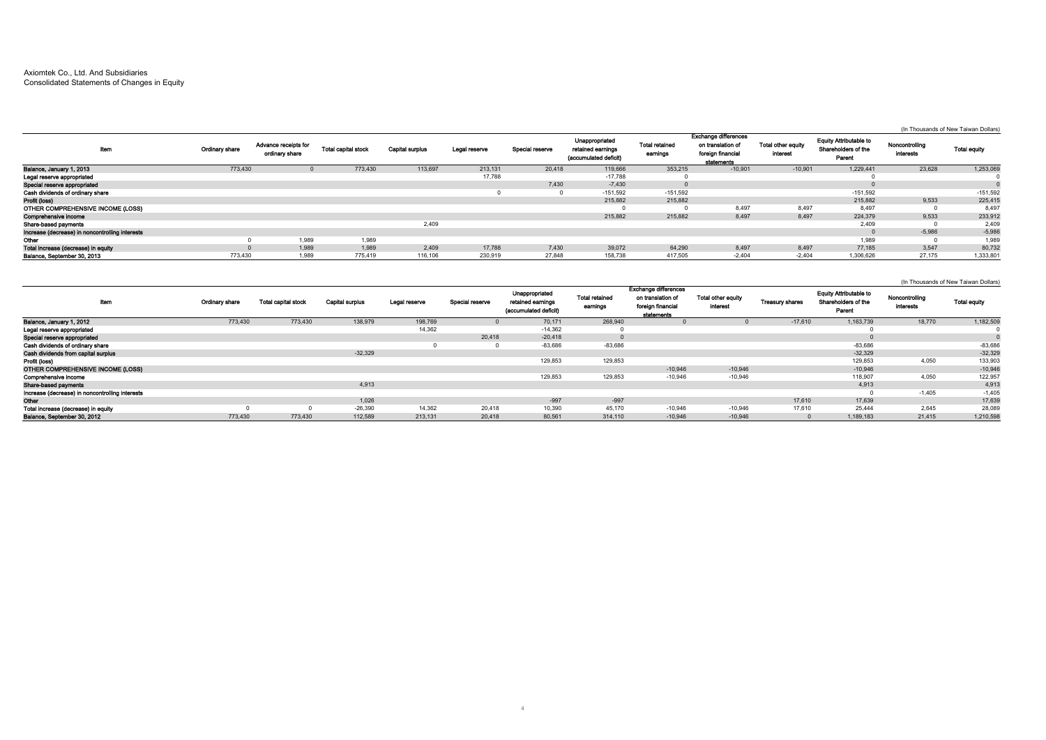Axiomtek Co., Ltd. And Subsidiaries
Consolidated Statements of Changes in Equity

(In Thousands of New Taiwan Dollars)

| Item | Ordinary share | Advance receipts for ordinary share | Total capital stock | Capital surplus | Legal reserve | Special reserve | Unappropriated retained earnings (accumulated deficit) | Total retained earnings | Exchange differences on translation of foreign financial statements | Total other equity interest | Equity Attributable to Shareholders of the Parent | Noncontrolling interests | Total equity |
|---|---|---|---|---|---|---|---|---|---|---|---|---|---|
| Balance, January 1, 2013 | 773,430 | 0 | 773,430 | 113,697 | 213,131 | 20,418 | 119,666 | 353,215 | -10,901 | -10,901 | 1,229,441 | 23,628 | 1,253,069 |
| Legal reserve appropriated | | | | | 17,788 | | -17,788 | 0 | | | 0 | | 0 |
| Special reserve appropriated | | | | | | 7,430 | -7,430 | 0 | | | 0 | | 0 |
| Cash dividends of ordinary share | | | | | 0 | 0 | -151,592 | -151,592 | | | -151,592 | | -151,592 |
| Profit (loss) | | | | | | | 215,882 | 215,882 | | | 215,882 | 9,533 | 225,415 |
| OTHER COMPREHENSIVE INCOME (LOSS) | | | | | | | 0 | 0 | 8,497 | 8,497 | 8,497 | 0 | 8,497 |
| Comprehensive income | | | | | | | 215,882 | 215,882 | 8,497 | 8,497 | 224,379 | 9,533 | 233,912 |
| Share-based payments | | | | 2,409 | | | | | | | 2,409 | 0 | 2,409 |
| Increase (decrease) in noncontrolling interests | | | | | | | | | | | 0 | -5,986 | -5,986 |
| Other | 0 | 1,989 | 1,989 | | | | | | | | 1,989 | 0 | 1,989 |
| Total increase (decrease) in equity | 0 | 1,989 | 1,989 | 2,409 | 17,788 | 7,430 | 39,072 | 64,290 | 8,497 | 8,497 | 77,185 | 3,547 | 80,732 |
| Balance, September 30, 2013 | 773,430 | 1,989 | 775,419 | 116,106 | 230,919 | 27,848 | 158,738 | 417,505 | -2,404 | -2,404 | 1,306,626 | 27,175 | 1,333,801 |

(In Thousands of New Taiwan Dollars)

| Item | Ordinary share | Total capital stock | Capital surplus | Legal reserve | Special reserve | Unappropriated retained earnings (accumulated deficit) | Total retained earnings | Exchange differences on translation of foreign financial statements | Total other equity interest | Treasury shares | Equity Attributable to Shareholders of the Parent | Noncontrolling interests | Total equity |
|---|---|---|---|---|---|---|---|---|---|---|---|---|---|
| Balance, January 1, 2012 | 773,430 | 773,430 | 138,979 | 198,769 | 0 | 70,171 | 268,940 | 0 | 0 | -17,610 | 1,163,739 | 18,770 | 1,182,509 |
| Legal reserve appropriated | | | | 14,362 | | -14,362 | 0 | | | | 0 | | 0 |
| Special reserve appropriated | | | | | 20,418 | -20,418 | 0 | | | | 0 | | 0 |
| Cash dividends of ordinary share | | | | 0 | 0 | -83,686 | -83,686 | | | | -83,686 | | -83,686 |
| Cash dividends from capital surplus | | | -32,329 | | | | | | | | -32,329 | | -32,329 |
| Profit (loss) | | | | | | 129,853 | 129,853 | | | | 129,853 | 4,050 | 133,903 |
| OTHER COMPREHENSIVE INCOME (LOSS) | | | | | | | | -10,946 | -10,946 | | -10,946 | | -10,946 |
| Comprehensive income | | | | | | 129,853 | 129,853 | -10,946 | -10,946 | | 118,907 | 4,050 | 122,957 |
| Share-based payments | | | 4,913 | | | | | | | | 4,913 | | 4,913 |
| Increase (decrease) in noncontrolling interests | | | | | | | | | | | 0 | -1,405 | -1,405 |
| Other | | | 1,026 | | | -997 | -997 | | | 17,610 | 17,639 | | 17,639 |
| Total increase (decrease) in equity | 0 | 0 | -26,390 | 14,362 | 20,418 | 10,390 | 45,170 | -10,946 | -10,946 | 17,610 | 25,444 | 2,645 | 28,089 |
| Balance, September 30, 2012 | 773,430 | 773,430 | 112,589 | 213,131 | 20,418 | 80,561 | 314,110 | -10,946 | -10,946 | 0 | 1,189,183 | 21,415 | 1,210,598 |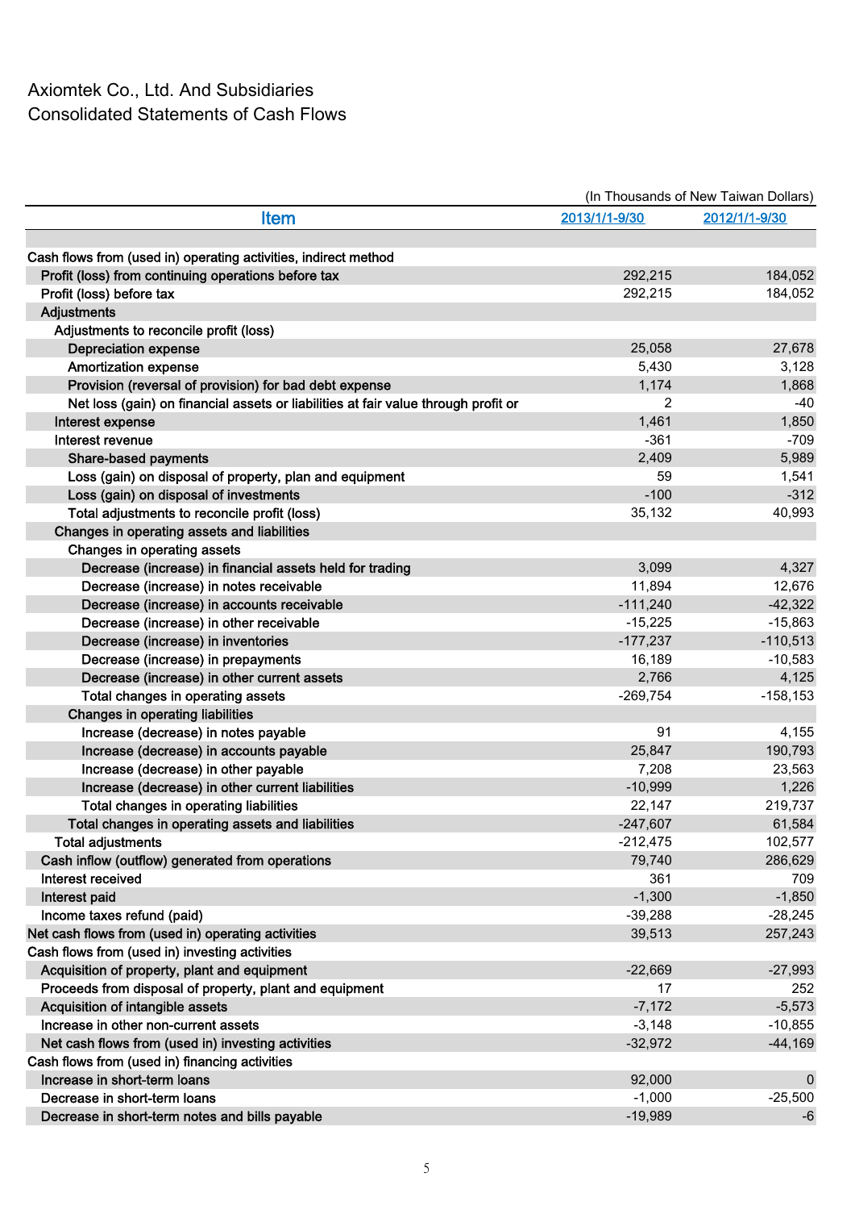# Axiomtek Co., Ltd. And Subsidiaries
## Consolidated Statements of Cash Flows

(In Thousands of New Taiwan Dollars)

| Item | 2013/1/1-9/30 | 2012/1/1-9/30 |
|---|---|---|
| Cash flows from (used in) operating activities, indirect method | | |
| Profit (loss) from continuing operations before tax | 292,215 | 184,052 |
| Profit (loss) before tax | 292,215 | 184,052 |
| Adjustments | | |
| Adjustments to reconcile profit (loss) | | |
| Depreciation expense | 25,058 | 27,678 |
| Amortization expense | 5,430 | 3,128 |
| Provision (reversal of provision) for bad debt expense | 1,174 | 1,868 |
| Net loss (gain) on financial assets or liabilities at fair value through profit or | 2 | -40 |
| Interest expense | 1,461 | 1,850 |
| Interest revenue | -361 | -709 |
| Share-based payments | 2,409 | 5,989 |
| Loss (gain) on disposal of property, plan and equipment | 59 | 1,541 |
| Loss (gain) on disposal of investments | -100 | -312 |
| Total adjustments to reconcile profit (loss) | 35,132 | 40,993 |
| Changes in operating assets and liabilities | | |
| Changes in operating assets | | |
| Decrease (increase) in financial assets held for trading | 3,099 | 4,327 |
| Decrease (increase) in notes receivable | 11,894 | 12,676 |
| Decrease (increase) in accounts receivable | -111,240 | -42,322 |
| Decrease (increase) in other receivable | -15,225 | -15,863 |
| Decrease (increase) in inventories | -177,237 | -110,513 |
| Decrease (increase) in prepayments | 16,189 | -10,583 |
| Decrease (increase) in other current assets | 2,766 | 4,125 |
| Total changes in operating assets | -269,754 | -158,153 |
| Changes in operating liabilities | | |
| Increase (decrease) in notes payable | 91 | 4,155 |
| Increase (decrease) in accounts payable | 25,847 | 190,793 |
| Increase (decrease) in other payable | 7,208 | 23,563 |
| Increase (decrease) in other current liabilities | -10,999 | 1,226 |
| Total changes in operating liabilities | 22,147 | 219,737 |
| Total changes in operating assets and liabilities | -247,607 | 61,584 |
| Total adjustments | -212,475 | 102,577 |
| Cash inflow (outflow) generated from operations | 79,740 | 286,629 |
| Interest received | 361 | 709 |
| Interest paid | -1,300 | -1,850 |
| Income taxes refund (paid) | -39,288 | -28,245 |
| Net cash flows from (used in) operating activities | 39,513 | 257,243 |
| Cash flows from (used in) investing activities | | |
| Acquisition of property, plant and equipment | -22,669 | -27,993 |
| Proceeds from disposal of property, plant and equipment | 17 | 252 |
| Acquisition of intangible assets | -7,172 | -5,573 |
| Increase in other non-current assets | -3,148 | -10,855 |
| Net cash flows from (used in) investing activities | -32,972 | -44,169 |
| Cash flows from (used in) financing activities | | |
| Increase in short-term loans | 92,000 | 0 |
| Decrease in short-term loans | -1,000 | -25,500 |
| Decrease in short-term notes and bills payable | -19,989 | -6 |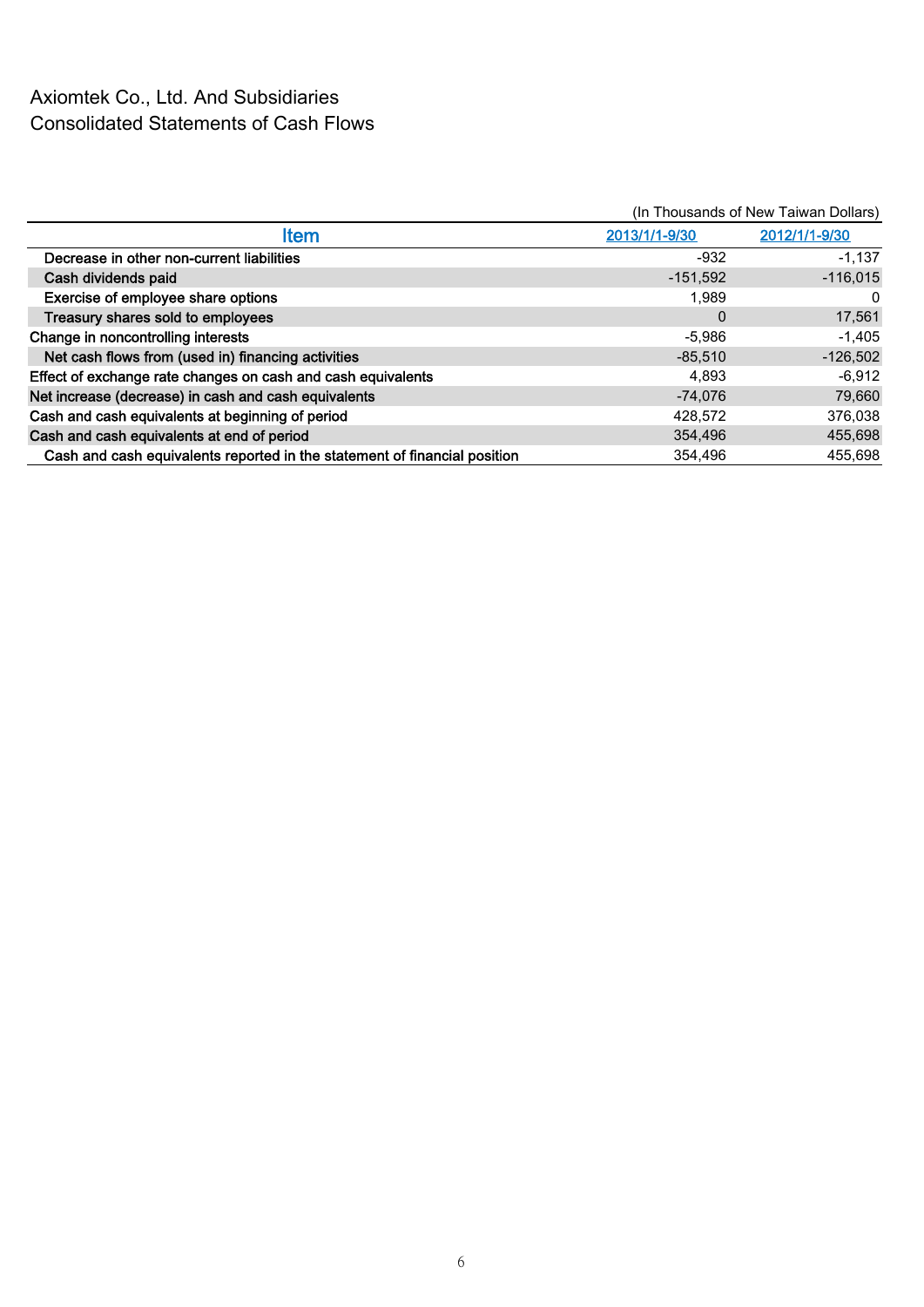Axiomtek Co., Ltd. And Subsidiaries
Consolidated Statements of Cash Flows

(In Thousands of New Taiwan Dollars)

| Item | 2013/1/1-9/30 | 2012/1/1-9/30 |
|---|---|---|
| Decrease in other non-current liabilities | -932 | -1,137 |
| Cash dividends paid | -151,592 | -116,015 |
| Exercise of employee share options | 1,989 | 0 |
| Treasury shares sold to employees | 0 | 17,561 |
| Change in noncontrolling interests | -5,986 | -1,405 |
| Net cash flows from (used in) financing activities | -85,510 | -126,502 |
| Effect of exchange rate changes on cash and cash equivalents | 4,893 | -6,912 |
| Net increase (decrease) in cash and cash equivalents | -74,076 | 79,660 |
| Cash and cash equivalents at beginning of period | 428,572 | 376,038 |
| Cash and cash equivalents at end of period | 354,496 | 455,698 |
| Cash and cash equivalents reported in the statement of financial position | 354,496 | 455,698 |